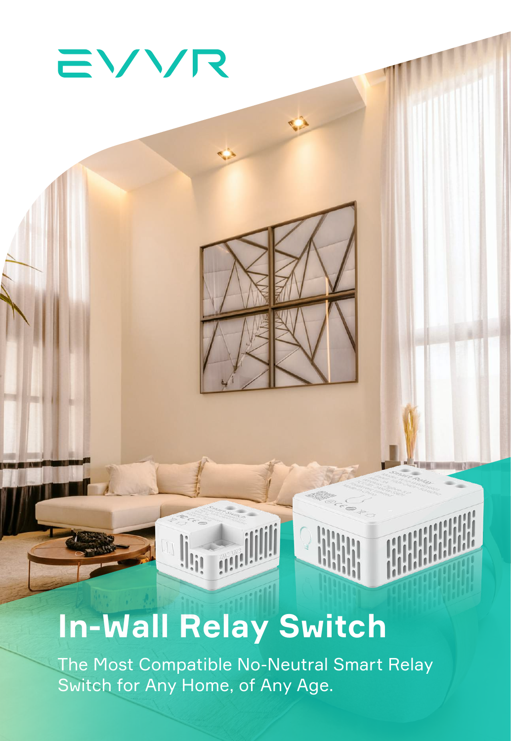EVVR

# In-Wall Relay Switch

The Most Compatible No-Neutral Smart Relay Switch for Any Home, of Any Age.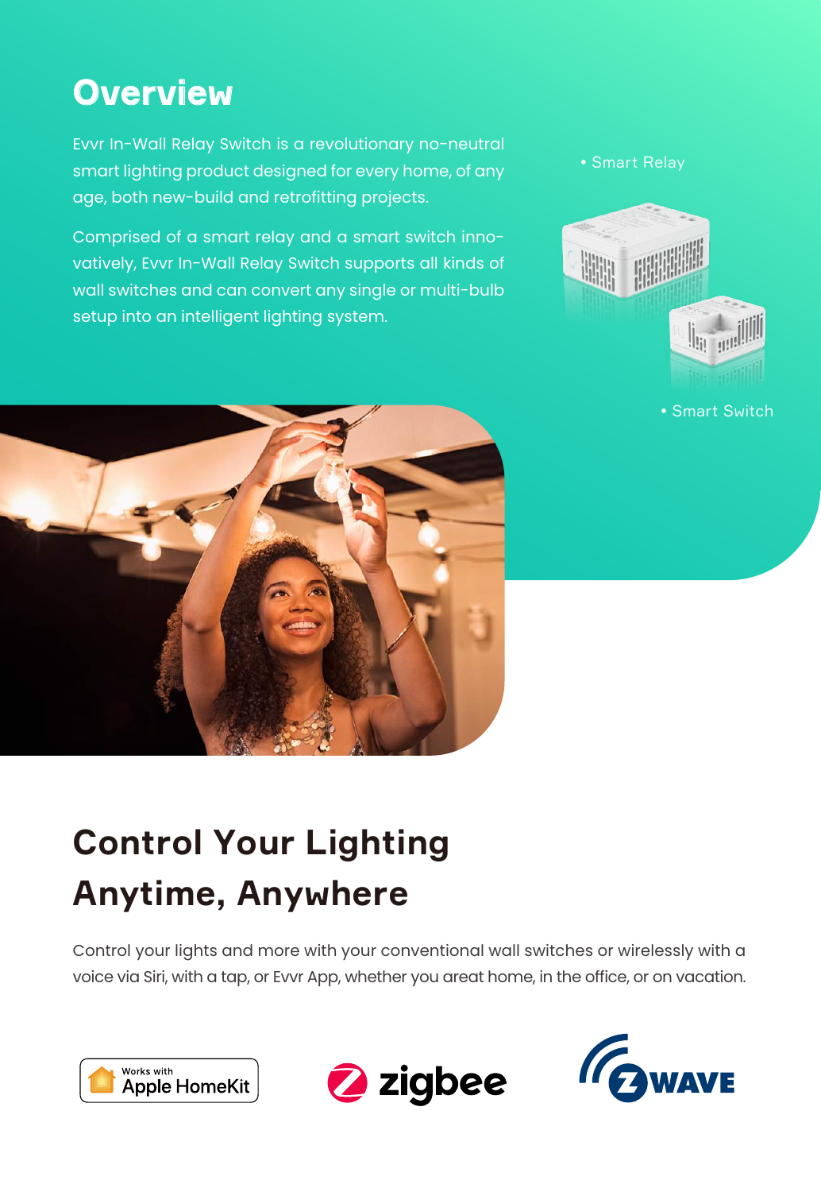# Overview

Evvr In-Wall Relay Switch is a revolutionary no-neutral smart lighting product designed for every home, of any age, both new-build and retrofitting projects.

Comprised of a smart relay and a smart switch innovatively, Evvr In-Wall Relay Switch supports all kinds of wall switches and can convert any single or multi-bulb setup into an intelligent lighting system.

- Smart Relay
- Smart Switch

# Control Your Lighting Anytime, Anywhere

Control your lights and more with your conventional wall switches or wirelessly with a voice via Siri, with a tap, or Evvr App, whether you areat home, in the office, or on vacation.

Works with Apple HomeKit

zigbee

Z-WAVE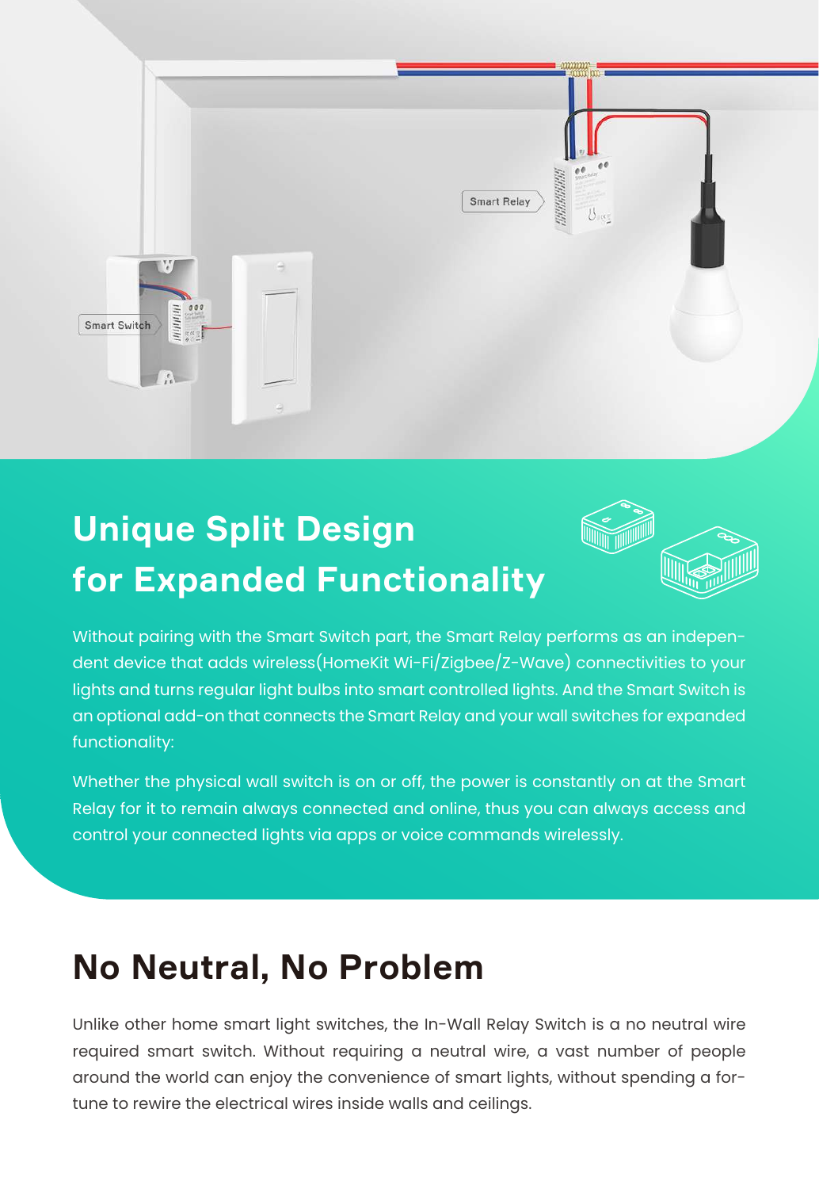Smart Relay

Smart Switch

## Unique Split Design for Expanded Functionality

Without pairing with the Smart Switch part, the Smart Relay performs as an independent device that adds wireless(HomeKit Wi-Fi/Zigbee/Z-Wave) connectivities to your lights and turns regular light bulbs into smart controlled lights. And the Smart Switch is an optional add-on that connects the Smart Relay and your wall switches for expanded functionality:

Whether the physical wall switch is on or off, the power is constantly on at the Smart Relay for it to remain always connected and online, thus you can always access and control your connected lights via apps or voice commands wirelessly.

## No Neutral, No Problem

Unlike other home smart light switches, the In-Wall Relay Switch is a no neutral wire required smart switch. Without requiring a neutral wire, a vast number of people around the world can enjoy the convenience of smart lights, without spending a fortune to rewire the electrical wires inside walls and ceilings.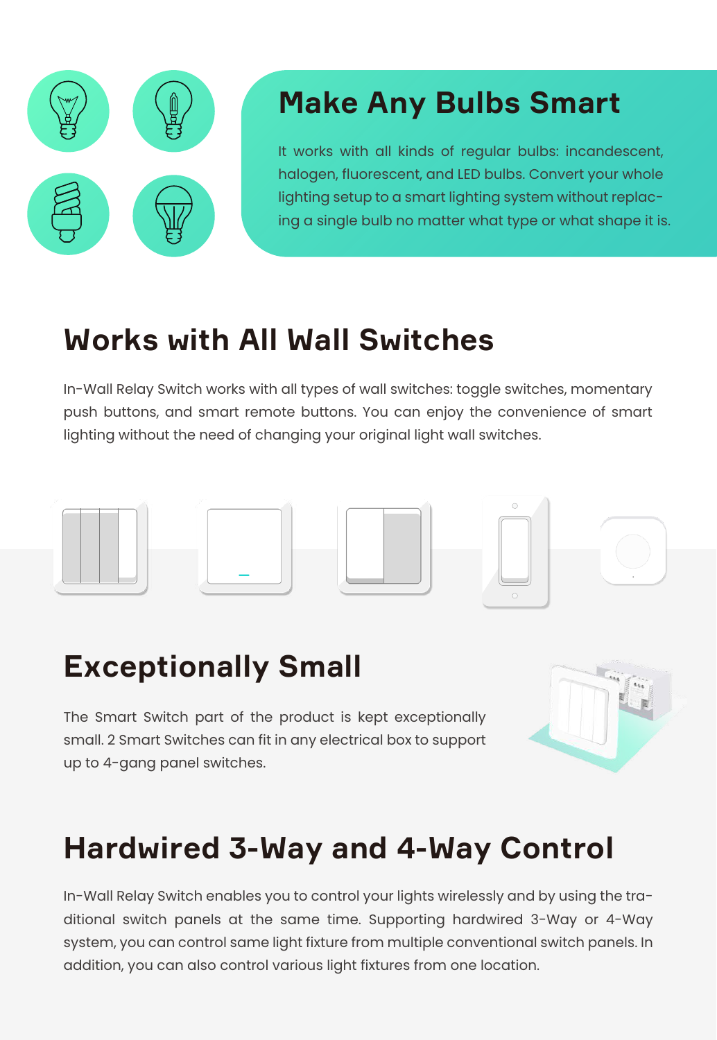## Make Any Bulbs Smart

It works with all kinds of regular bulbs: incandescent, halogen, fluorescent, and LED bulbs. Convert your whole lighting setup to a smart lighting system without replacing a single bulb no matter what type or what shape it is.

## Works with All Wall Switches

In-Wall Relay Switch works with all types of wall switches: toggle switches, momentary push buttons, and smart remote buttons. You can enjoy the convenience of smart lighting without the need of changing your original light wall switches.

## Exceptionally Small

The Smart Switch part of the product is kept exceptionally small. 2 Smart Switches can fit in any electrical box to support up to 4-gang panel switches.

## Hardwired 3-Way and 4-Way Control

In-Wall Relay Switch enables you to control your lights wirelessly and by using the traditional switch panels at the same time. Supporting hardwired 3-Way or 4-Way system, you can control same light fixture from multiple conventional switch panels. In addition, you can also control various light fixtures from one location.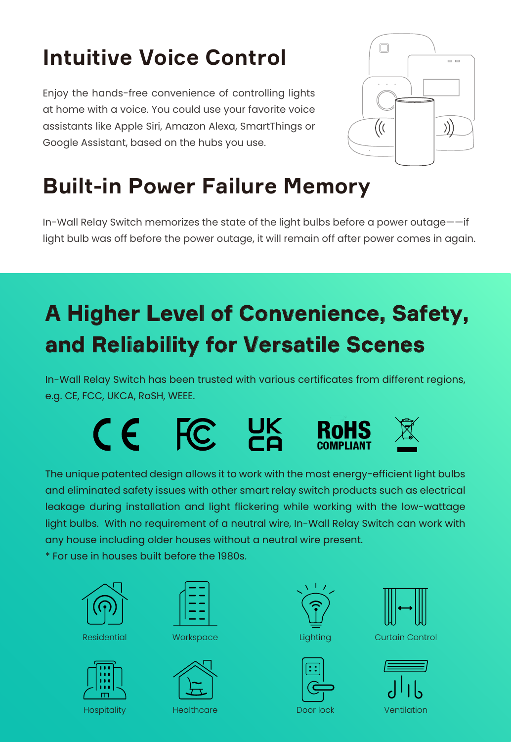## Intuitive Voice Control

Enjoy the hands-free convenience of controlling lights at home with a voice. You could use your favorite voice assistants like Apple Siri, Amazon Alexa, SmartThings or Google Assistant, based on the hubs you use.

## Built-in Power Failure Memory

In-Wall Relay Switch memorizes the state of the light bulbs before a power outage——if light bulb was off before the power outage, it will remain off after power comes in again.

## A Higher Level of Convenience, Safety, and Reliability for Versatile Scenes

In-Wall Relay Switch has been trusted with various certificates from different regions, e.g. CE, FCC, UKCA, RoSH, WEEE.

CE FC UK CA RoHS COMPLIANT

The unique patented design allows it to work with the most energy-efficient light bulbs and eliminated safety issues with other smart relay switch products such as electrical leakage during installation and light flickering while working with the low-wattage light bulbs. With no requirement of a neutral wire, In-Wall Relay Switch can work with any house including older houses without a neutral wire present.

* For use in houses built before the 1980s.

Residential Workspace Lighting Curtain Control

Hospitality Healthcare Door lock Ventilation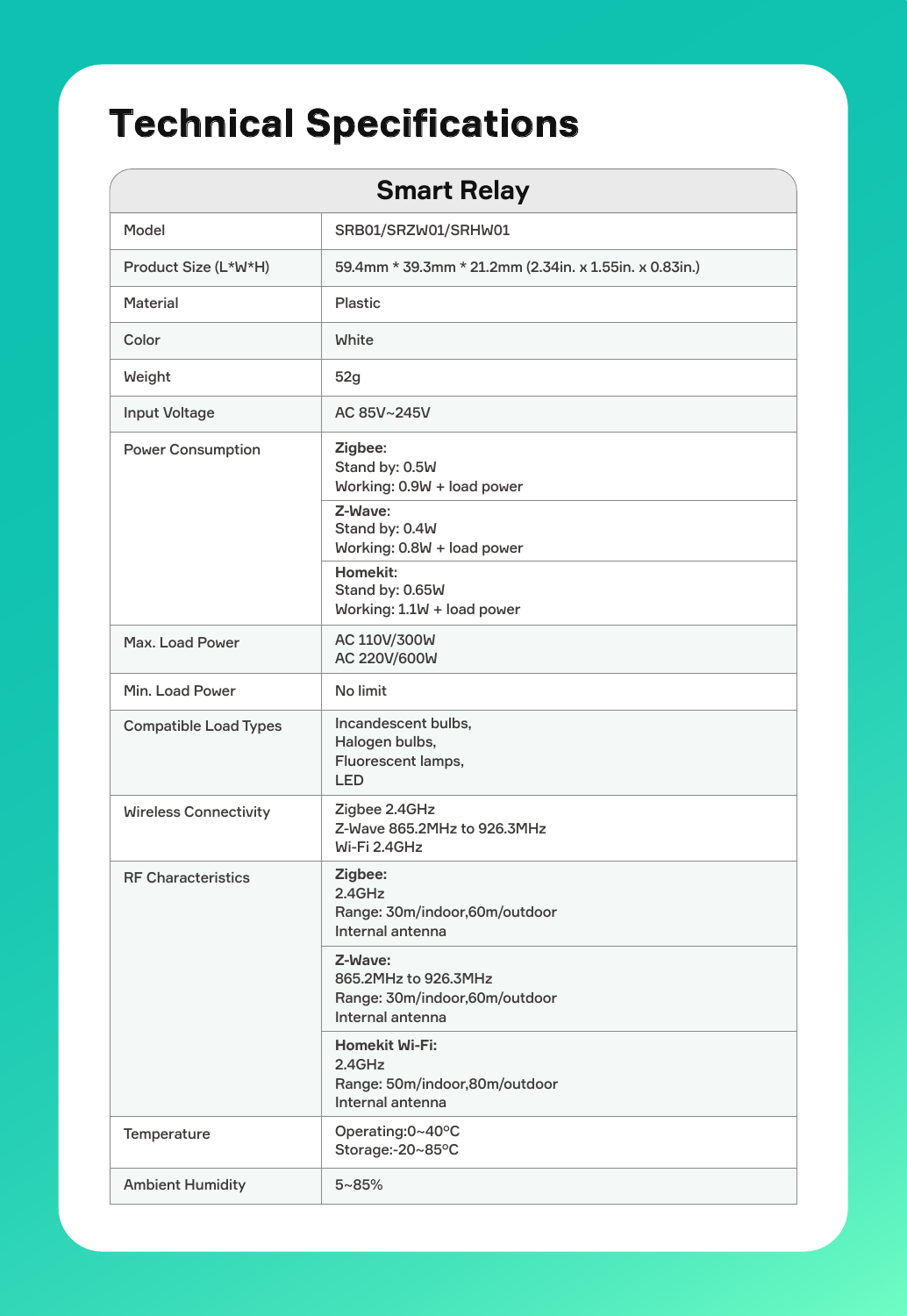# Technical Specifications

| Smart Relay | |
|---|---|
| Model | SRB01/SRZW01/SRHW01 |
| Product Size (L*W*H) | 59.4mm * 39.3mm * 21.2mm (2.34in. x 1.55in. x 0.83in.) |
| Material | Plastic |
| Color | White |
| Weight | 52g |
| Input Voltage | AC 85V~245V |
| Power Consumption | **Zigbee:**<br>Stand by: 0.5W<br>Working: 0.9W + load power |
| | **Z-Wave:**<br>Stand by: 0.4W<br>Working: 0.8W + load power |
| | **Homekit:**<br>Stand by: 0.65W<br>Working: 1.1W + load power |
| Max. Load Power | AC 110V/300W<br>AC 220V/600W |
| Min. Load Power | No limit |
| Compatible Load Types | Incandescent bulbs,<br>Halogen bulbs,<br>Fluorescent lamps,<br>LED |
| Wireless Connectivity | Zigbee 2.4GHz<br>Z-Wave 865.2MHz to 926.3MHz<br>Wi-Fi 2.4GHz |
| RF Characteristics | **Zigbee:**<br>2.4GHz<br>Range: 30m/indoor,60m/outdoor<br>Internal antenna |
| | **Z-Wave:**<br>865.2MHz to 926.3MHz<br>Range: 30m/indoor,60m/outdoor<br>Internal antenna |
| | **Homekit Wi-Fi:**<br>2.4GHz<br>Range: 50m/indoor,80m/outdoor<br>Internal antenna |
| Temperature | Operating:0~40ºC<br>Storage:-20~85ºC |
| Ambient Humidity | 5~85% |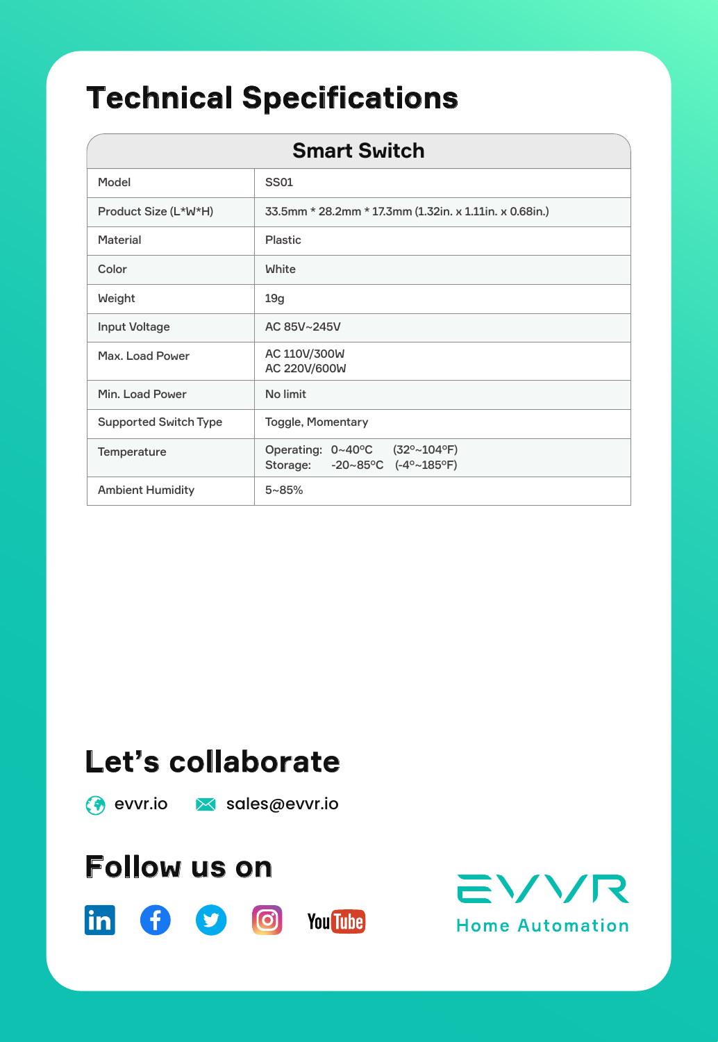# Technical Specifications

| Smart Switch | |
|---|---|
| Model | SS01 |
| Product Size (L*W*H) | 33.5mm * 28.2mm * 17.3mm (1.32in. x 1.11in. x 0.68in.) |
| Material | Plastic |
| Color | White |
| Weight | 19g |
| Input Voltage | AC 85V~245V |
| Max. Load Power | AC 110V/300W<br>AC 220V/600W |
| Min. Load Power | No limit |
| Supported Switch Type | Toggle, Momentary |
| Temperature | Operating: 0~40°C (32°~104°F)<br>Storage: -20~85°C (-4°~185°F) |
| Ambient Humidity | 5~85% |

## Let's collaborate

evvr.io sales@evvr.io

## Follow us on

EVVR

Home Automation